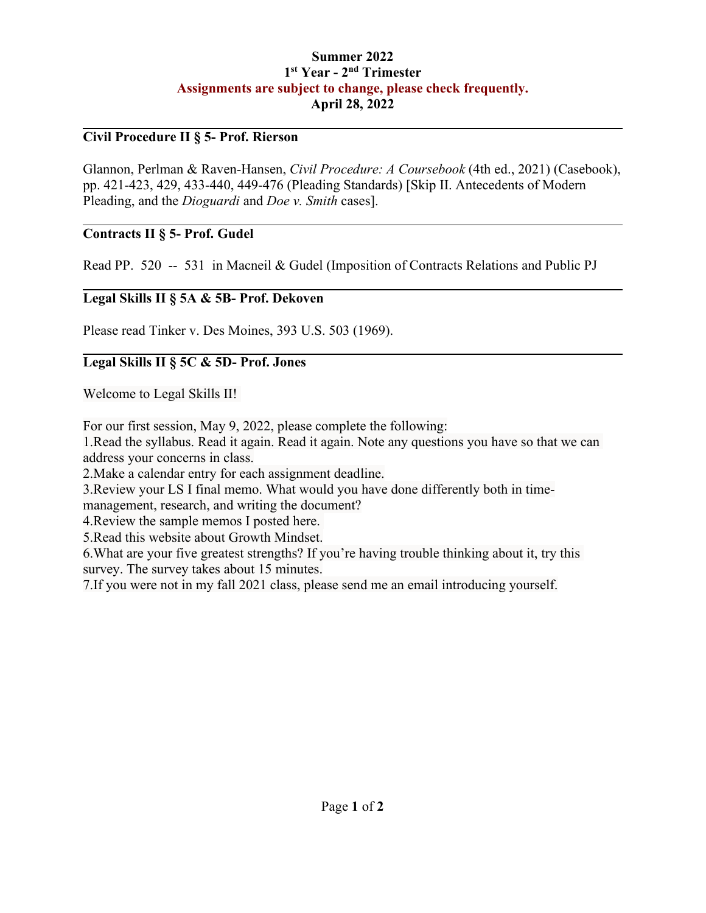**Summer 2022**
**1st Year - 2nd Trimester**
**Assignments are subject to change, please check frequently.**
**April 28, 2022**

---

## Civil Procedure II § 5- Prof. Rierson

Glannon, Perlman & Raven-Hansen, *Civil Procedure: A Coursebook* (4th ed., 2021) (Casebook), pp. 421-423, 429, 433-440, 449-476 (Pleading Standards) [Skip II. Antecedents of Modern Pleading, and the *Dioguardi* and *Doe v. Smith* cases].

---

## Contracts II § 5- Prof. Gudel

Read PP. 520 -- 531 in Macneil & Gudel (Imposition of Contracts Relations and Public PJ

---

## Legal Skills II § 5A & 5B- Prof. Dekoven

Please read Tinker v. Des Moines, 393 U.S. 503 (1969).

---

## Legal Skills II § 5C & 5D- Prof. Jones

Welcome to Legal Skills II!

For our first session, May 9, 2022, please complete the following:

1. Read the syllabus. Read it again. Read it again. Note any questions you have so that we can address your concerns in class.
2. Make a calendar entry for each assignment deadline.
3. Review your LS I final memo. What would you have done differently both in time-management, research, and writing the document?
4. Review the sample memos I posted here.
5. Read this website about Growth Mindset.
6. What are your five greatest strengths? If you're having trouble thinking about it, try this survey. The survey takes about 15 minutes.
7. If you were not in my fall 2021 class, please send me an email introducing yourself.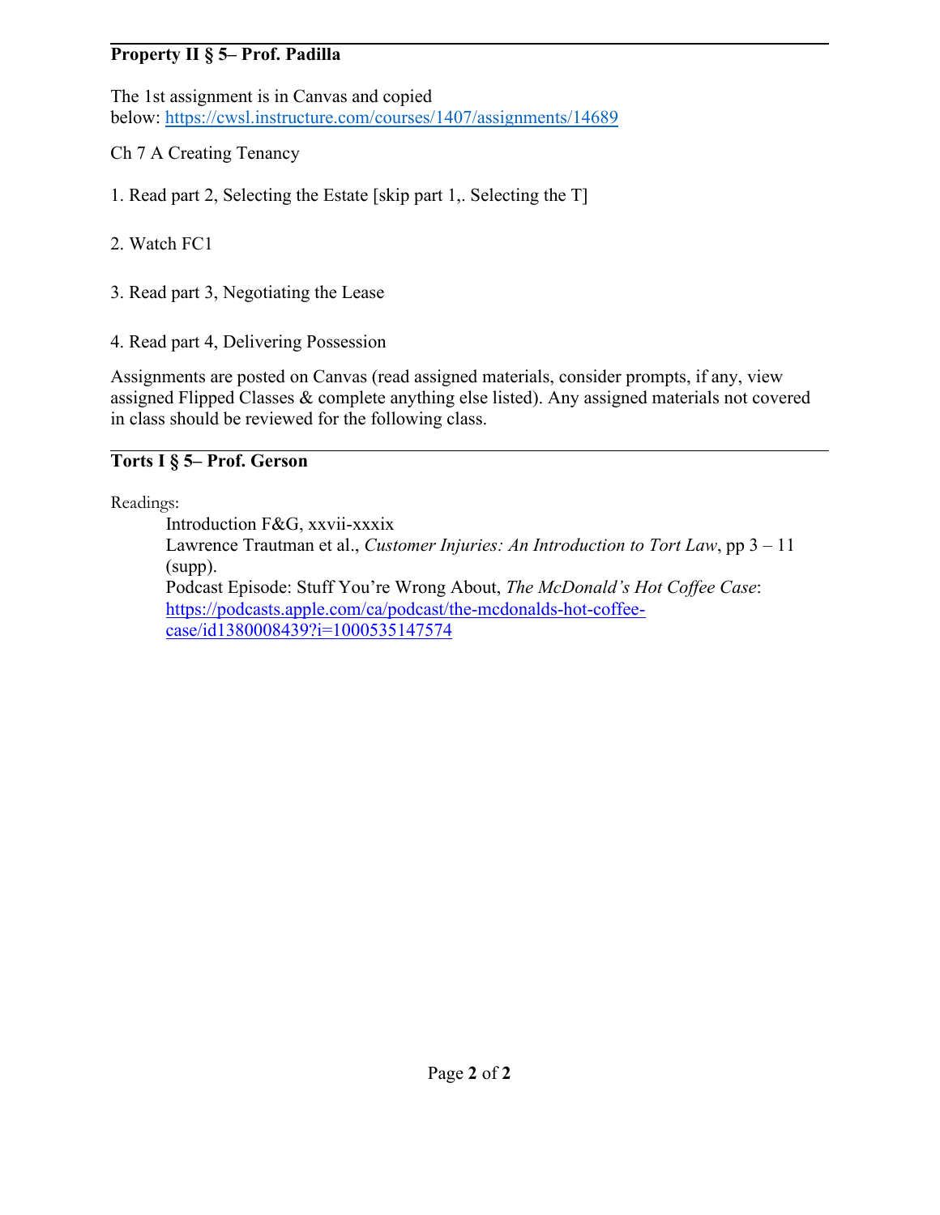**Property II § 5– Prof. Padilla**

The 1st assignment is in Canvas and copied below: https://cwsl.instructure.com/courses/1407/assignments/14689

Ch 7 A Creating Tenancy

1. Read part 2, Selecting the Estate [skip part 1,. Selecting the T]

2. Watch FC1

3. Read part 3, Negotiating the Lease

4. Read part 4, Delivering Possession

Assignments are posted on Canvas (read assigned materials, consider prompts, if any, view assigned Flipped Classes & complete anything else listed). Any assigned materials not covered in class should be reviewed for the following class.

**Torts I § 5– Prof. Gerson**

Readings:

Introduction F&G, xxvii-xxxix
Lawrence Trautman et al., *Customer Injuries: An Introduction to Tort Law*, pp 3 – 11 (supp).
Podcast Episode: Stuff You're Wrong About, *The McDonald's Hot Coffee Case*: https://podcasts.apple.com/ca/podcast/the-mcdonalds-hot-coffee-case/id1380008439?i=1000535147574